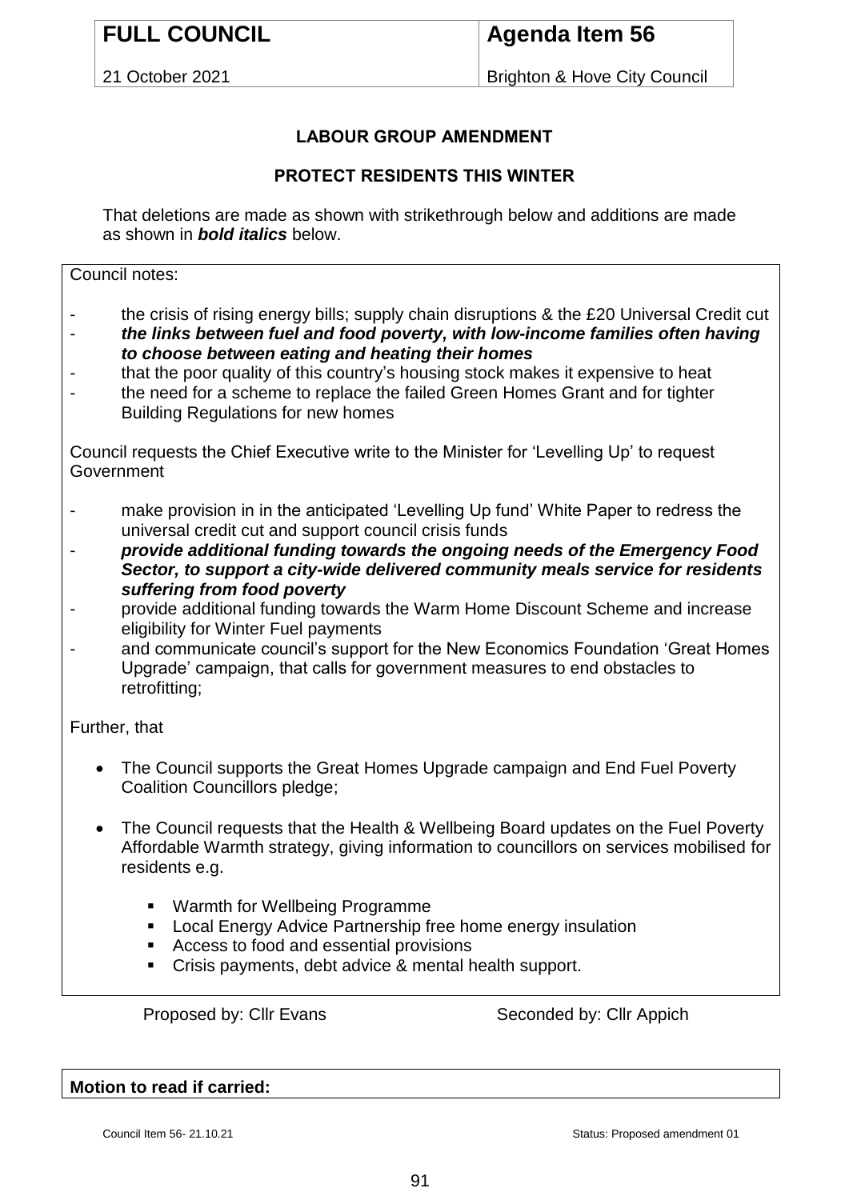| FULL COUNCIL | Agenda Item 56 |
| --- | --- |
| 21 October 2021 | Brighton & Hove City Council |

## LABOUR GROUP AMENDMENT

## PROTECT RESIDENTS THIS WINTER

That deletions are made as shown with strikethrough below and additions are made as shown in ***bold italics*** below.

Council notes:

- the crisis of rising energy bills; supply chain disruptions & the £20 Universal Credit cut
- ***the links between fuel and food poverty, with low-income families often having to choose between eating and heating their homes***
- that the poor quality of this country's housing stock makes it expensive to heat
- the need for a scheme to replace the failed Green Homes Grant and for tighter Building Regulations for new homes

Council requests the Chief Executive write to the Minister for 'Levelling Up' to request Government

- make provision in in the anticipated 'Levelling Up fund' White Paper to redress the universal credit cut and support council crisis funds
- ***provide additional funding towards the ongoing needs of the Emergency Food Sector, to support a city-wide delivered community meals service for residents suffering from food poverty***
- provide additional funding towards the Warm Home Discount Scheme and increase eligibility for Winter Fuel payments
- and communicate council's support for the New Economics Foundation 'Great Homes Upgrade' campaign, that calls for government measures to end obstacles to retrofitting;

Further, that

- The Council supports the Great Homes Upgrade campaign and End Fuel Poverty Coalition Councillors pledge;
- The Council requests that the Health & Wellbeing Board updates on the Fuel Poverty Affordable Warmth strategy, giving information to councillors on services mobilised for residents e.g.
  - Warmth for Wellbeing Programme
  - Local Energy Advice Partnership free home energy insulation
  - Access to food and essential provisions
  - Crisis payments, debt advice & mental health support.

Proposed by: Cllr Evans Seconded by: Cllr Appich

**Motion to read if carried:**

Council Item 56- 21.10.21 Status: Proposed amendment 01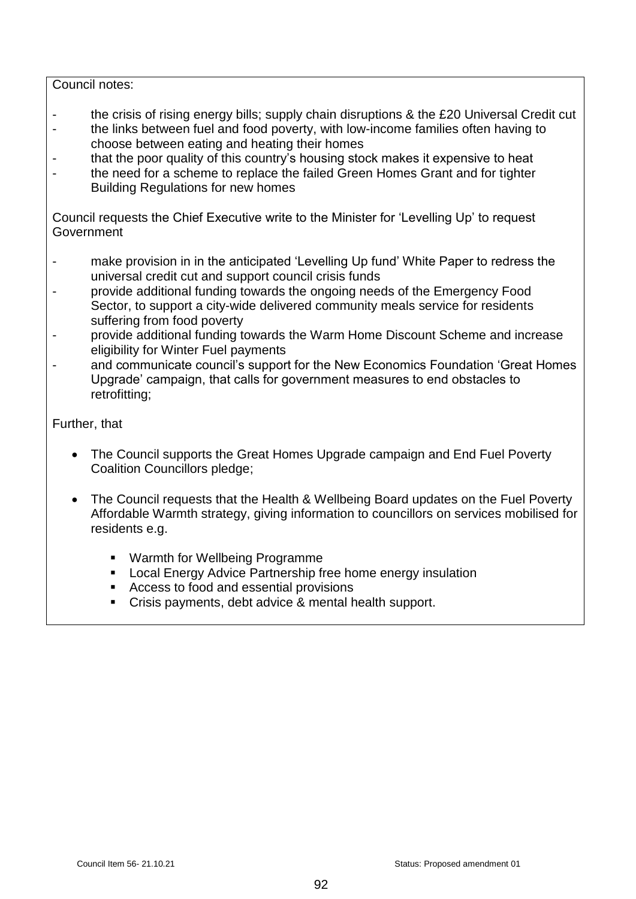Council notes:

- the crisis of rising energy bills; supply chain disruptions & the £20 Universal Credit cut
- the links between fuel and food poverty, with low-income families often having to choose between eating and heating their homes
- that the poor quality of this country's housing stock makes it expensive to heat
- the need for a scheme to replace the failed Green Homes Grant and for tighter Building Regulations for new homes

Council requests the Chief Executive write to the Minister for 'Levelling Up' to request Government

- make provision in in the anticipated 'Levelling Up fund' White Paper to redress the universal credit cut and support council crisis funds
- provide additional funding towards the ongoing needs of the Emergency Food Sector, to support a city-wide delivered community meals service for residents suffering from food poverty
- provide additional funding towards the Warm Home Discount Scheme and increase eligibility for Winter Fuel payments
- and communicate council's support for the New Economics Foundation 'Great Homes Upgrade' campaign, that calls for government measures to end obstacles to retrofitting;

Further, that

- The Council supports the Great Homes Upgrade campaign and End Fuel Poverty Coalition Councillors pledge;
- The Council requests that the Health & Wellbeing Board updates on the Fuel Poverty Affordable Warmth strategy, giving information to councillors on services mobilised for residents e.g.
  - Warmth for Wellbeing Programme
  - Local Energy Advice Partnership free home energy insulation
  - Access to food and essential provisions
  - Crisis payments, debt advice & mental health support.

Council Item 56- 21.10.21 Status: Proposed amendment 01